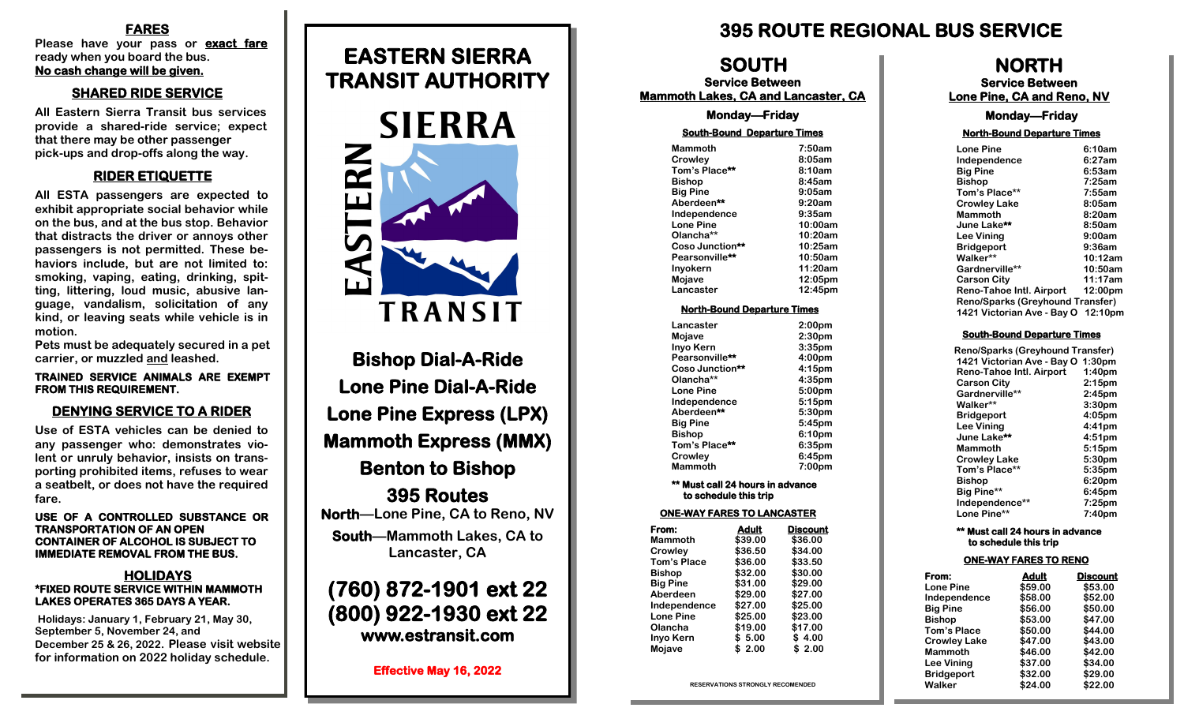## FARES

Please have your pass or **exact fare** ready when you board the bus.
**No cash change will be given.**

## SHARED RIDE SERVICE

All Eastern Sierra Transit bus services provide a shared-ride service; expect that there may be other passenger pick-ups and drop-offs along the way.

## RIDER ETIQUETTE

All ESTA passengers are expected to exhibit appropriate social behavior while on the bus, and at the bus stop. Behavior that distracts the driver or annoys other passengers is not permitted. These behaviors include, but are not limited to: smoking, vaping, eating, drinking, spitting, littering, loud music, abusive language, vandalism, solicitation of any kind, or leaving seats while vehicle is in motion.

Pets must be adequately secured in a pet carrier, or muzzled and leashed.

**TRAINED SERVICE ANIMALS ARE EXEMPT FROM THIS REQUIREMENT.**

## DENYING SERVICE TO A RIDER

Use of ESTA vehicles can be denied to any passenger who: demonstrates violent or unruly behavior, insists on transporting prohibited items, refuses to wear a seatbelt, or does not have the required fare.

**USE OF A CONTROLLED SUBSTANCE OR TRANSPORTATION OF AN OPEN CONTAINER OF ALCOHOL IS SUBJECT TO IMMEDIATE REMOVAL FROM THE BUS.**

## HOLIDAYS

**\*FIXED ROUTE SERVICE WITHIN MAMMOTH LAKES OPERATES 365 DAYS A YEAR.**

Holidays: January 1, February 21, May 30, September 5, November 24, and December 25 & 26, 2022. Please visit website for information on 2022 holiday schedule.

# EASTERN SIERRA TRANSIT AUTHORITY

EASTERN SIERRA TRANSIT

**Bishop Dial-A-Ride**

**Lone Pine Dial-A-Ride**

**Lone Pine Express (LPX)**

**Mammoth Express (MMX)**

**Benton to Bishop**

**395 Routes**

**North**—Lone Pine, CA to Reno, NV

**South**—Mammoth Lakes, CA to Lancaster, CA

**(760) 872-1901 ext 22**
**(800) 922-1930 ext 22**
**www.estransit.com**

**Effective May 16, 2022**

# 395 ROUTE REGIONAL BUS SERVICE

## SOUTH

**Service Between**
**Mammoth Lakes, CA and Lancaster, CA**

**Monday—Friday**

**South-Bound Departure Times**

| Stop | Time |
|---|---|
| Mammoth | 7:50am |
| Crowley | 8:05am |
| Tom's Place** | 8:10am |
| Bishop | 8:45am |
| Big Pine | 9:05am |
| Aberdeen** | 9:20am |
| Independence | 9:35am |
| Lone Pine | 10:00am |
| Olancha** | 10:20am |
| Coso Junction** | 10:25am |
| Pearsonville** | 10:50am |
| Inyokern | 11:20am |
| Mojave | 12:05pm |
| Lancaster | 12:45pm |

**North-Bound Departure Times**

| Stop | Time |
|---|---|
| Lancaster | 2:00pm |
| Mojave | 2:30pm |
| Inyo Kern | 3:35pm |
| Pearsonville** | 4:00pm |
| Coso Junction** | 4:15pm |
| Olancha** | 4:35pm |
| Lone Pine | 5:00pm |
| Independence | 5:15pm |
| Aberdeen** | 5:30pm |
| Big Pine | 5:45pm |
| Bishop | 6:10pm |
| Tom's Place** | 6:35pm |
| Crowley | 6:45pm |
| Mammoth | 7:00pm |

**\*\* Must call 24 hours in advance to schedule this trip**

**ONE-WAY FARES TO LANCASTER**

| From: | Adult | Discount |
|---|---|---|
| Mammoth | $39.00 | $36.00 |
| Crowley | $36.50 | $34.00 |
| Tom's Place | $36.00 | $33.50 |
| Bishop | $32.00 | $30.00 |
| Big Pine | $31.00 | $29.00 |
| Aberdeen | $29.00 | $27.00 |
| Independence | $27.00 | $25.00 |
| Lone Pine | $25.00 | $23.00 |
| Olancha | $19.00 | $17.00 |
| Inyo Kern | $ 5.00 | $ 4.00 |
| Mojave | $ 2.00 | $ 2.00 |

RESERVATIONS STRONGLY RECOMENDED

## NORTH

**Service Between**
**Lone Pine, CA and Reno, NV**

**Monday—Friday**

**North-Bound Departure Times**

| Stop | Time |
|---|---|
| Lone Pine | 6:10am |
| Independence | 6:27am |
| Big Pine | 6:53am |
| Bishop | 7:25am |
| Tom's Place** | 7:55am |
| Crowley Lake | 8:05am |
| Mammoth | 8:20am |
| June Lake** | 8:50am |
| Lee Vining | 9:00am |
| Bridgeport | 9:36am |
| Walker** | 10:12am |
| Gardnerville** | 10:50am |
| Carson City | 11:17am |
| Reno-Tahoe Intl. Airport | 12:00pm |
| Reno/Sparks (Greyhound Transfer) 1421 Victorian Ave - Bay O | 12:10pm |

**South-Bound Departure Times**

| Stop | Time |
|---|---|
| Reno/Sparks (Greyhound Transfer) 1421 Victorian Ave - Bay O | 1:30pm |
| Reno-Tahoe Intl. Airport | 1:40pm |
| Carson City | 2:15pm |
| Gardnerville** | 2:45pm |
| Walker** | 3:30pm |
| Bridgeport | 4:05pm |
| Lee Vining | 4:41pm |
| June Lake** | 4:51pm |
| Mammoth | 5:15pm |
| Crowley Lake | 5:30pm |
| Tom's Place** | 5:35pm |
| Bishop | 6:20pm |
| Big Pine** | 6:45pm |
| Independence** | 7:25pm |
| Lone Pine** | 7:40pm |

**\*\* Must call 24 hours in advance to schedule this trip**

**ONE-WAY FARES TO RENO**

| From: | Adult | Discount |
|---|---|---|
| Lone Pine | $59.00 | $53.00 |
| Independence | $58.00 | $52.00 |
| Big Pine | $56.00 | $50.00 |
| Bishop | $53.00 | $47.00 |
| Tom's Place | $50.00 | $44.00 |
| Crowley Lake | $47.00 | $43.00 |
| Mammoth | $46.00 | $42.00 |
| Lee Vining | $37.00 | $34.00 |
| Bridgeport | $32.00 | $29.00 |
| Walker | $24.00 | $22.00 |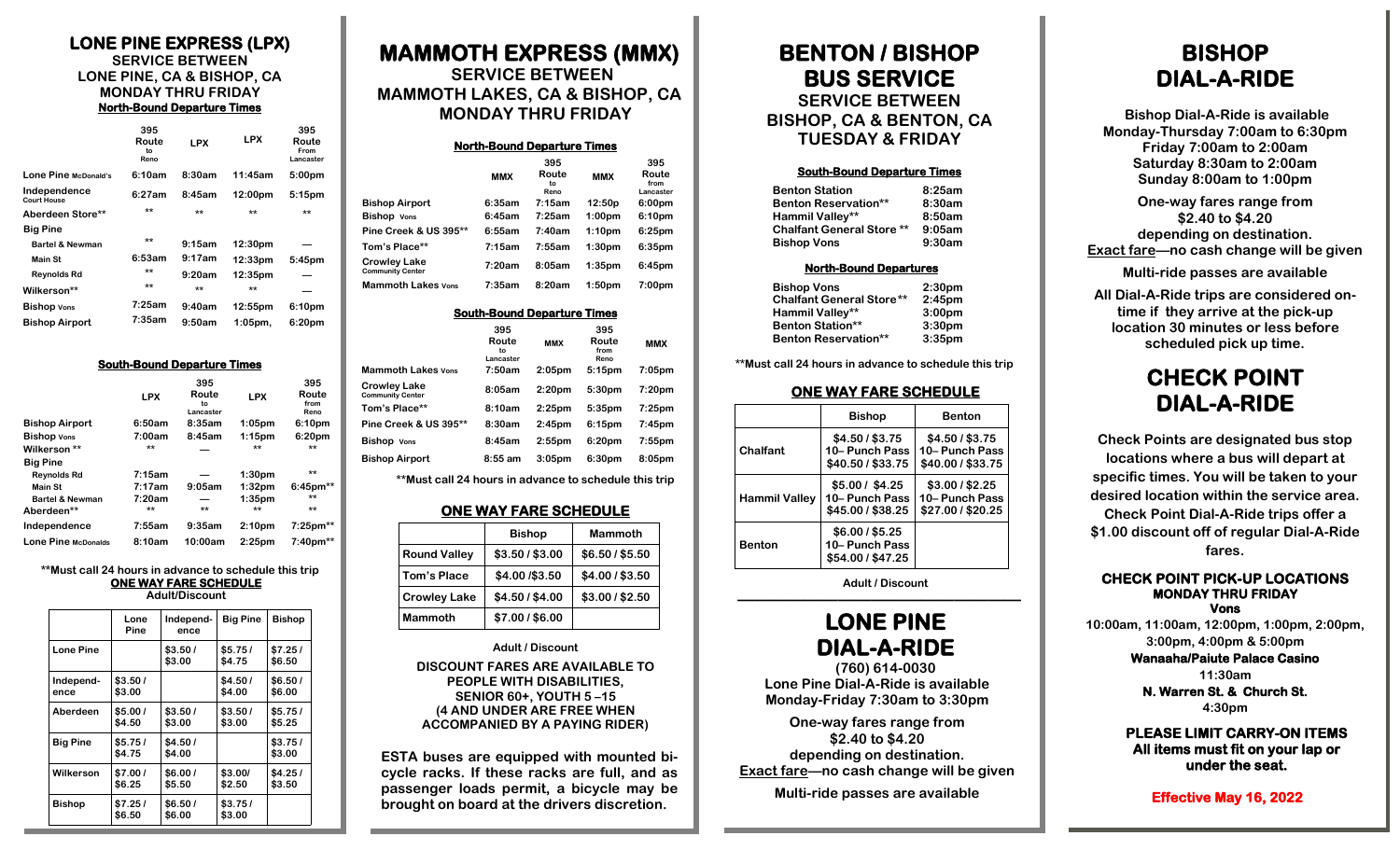# LONE PINE EXPRESS (LPX)

**SERVICE BETWEEN LONE PINE, CA & BISHOP, CA MONDAY THRU FRIDAY**

**North-Bound Departure Times**

| | 395 Route to Reno | LPX | LPX | 395 Route From Lancaster |
|---|---|---|---|---|
| Lone Pine McDonald's | 6:10am | 8:30am | 11:45am | 5:00pm |
| Independence Court House | 6:27am | 8:45am | 12:00pm | 5:15pm |
| Aberdeen Store** | ** | ** | ** | ** |
| Big Pine | | | | |
| Bartel & Newman | ** | 9:15am | 12:30pm | — |
| Main St | 6:53am | 9:17am | 12:33pm | 5:45pm |
| Reynolds Rd | ** | 9:20am | 12:35pm | — |
| Wilkerson** | ** | ** | ** | — |
| Bishop Vons | 7:25am | 9:40am | 12:55pm | 6:10pm |
| Bishop Airport | 7:35am | 9:50am | 1:05pm, | 6:20pm |

**South-Bound Departure Times**

| | LPX | 395 Route to Lancaster | LPX | 395 Route from Reno |
|---|---|---|---|---|
| Bishop Airport | 6:50am | 8:35am | 1:05pm | 6:10pm |
| Bishop Vons | 7:00am | 8:45am | 1:15pm | 6:20pm |
| Wilkerson ** | ** | — | ** | ** |
| Big Pine | | | | |
| Reynolds Rd | 7:15am | — | 1:30pm | ** |
| Main St | 7:17am | 9:05am | 1:32pm | 6:45pm** |
| Bartel & Newman | 7:20am | — | 1:35pm | ** |
| Aberdeen** | ** | ** | ** | ** |
| Independence | 7:55am | 9:35am | 2:10pm | 7:25pm** |
| Lone Pine McDonalds | 8:10am | 10:00am | 2:25pm | 7:40pm** |

****Must call 24 hours in advance to schedule this trip**

**ONE WAY FARE SCHEDULE**

**Adult/Discount**

| | Lone Pine | Independence | Big Pine | Bishop |
|---|---|---|---|---|
| Lone Pine | | $3.50 / $3.00 | $5.75 / $4.75 | $7.25 / $6.50 |
| Independence | $3.50 / $3.00 | | $4.50 / $4.00 | $6.50 / $6.00 |
| Aberdeen | $5.00 / $4.50 | $3.50 / $3.00 | $3.50 / $3.00 | $5.75 / $5.25 |
| Big Pine | $5.75 / $4.75 | $4.50 / $4.00 | | $3.75 / $3.00 |
| Wilkerson | $7.00 / $6.25 | $6.00 / $5.50 | $3.00/ $2.50 | $4.25 / $3.50 |
| Bishop | $7.25 / $6.50 | $6.50 / $6.00 | $3.75 / $3.00 | |

# MAMMOTH EXPRESS (MMX)

**SERVICE BETWEEN MAMMOTH LAKES, CA & BISHOP, CA MONDAY THRU FRIDAY**

**North-Bound Departure Times**

| | MMX | 395 Route to Reno | MMX | 395 Route from Lancaster |
|---|---|---|---|---|
| Bishop Airport | 6:35am | 7:15am | 12:50p | 6:00pm |
| Bishop Vons | 6:45am | 7:25am | 1:00pm | 6:10pm |
| Pine Creek & US 395** | 6:55am | 7:40am | 1:10pm | 6:25pm |
| Tom's Place** | 7:15am | 7:55am | 1:30pm | 6:35pm |
| Crowley Lake Community Center | 7:20am | 8:05am | 1:35pm | 6:45pm |
| Mammoth Lakes Vons | 7:35am | 8:20am | 1:50pm | 7:00pm |

**South-Bound Departure Times**

| | 395 Route to Lancaster | MMX | 395 Route from Reno | MMX |
|---|---|---|---|---|
| Mammoth Lakes Vons | 7:50am | 2:05pm | 5:15pm | 7:05pm |
| Crowley Lake Community Center | 8:05am | 2:20pm | 5:30pm | 7:20pm |
| Tom's Place** | 8:10am | 2:25pm | 5:35pm | 7:25pm |
| Pine Creek & US 395** | 8:30am | 2:45pm | 6:15pm | 7:45pm |
| Bishop Vons | 8:45am | 2:55pm | 6:20pm | 7:55pm |
| Bishop Airport | 8:55 am | 3:05pm | 6:30pm | 8:05pm |

****Must call 24 hours in advance to schedule this trip**

**ONE WAY FARE SCHEDULE**

| | Bishop | Mammoth |
|---|---|---|
| Round Valley | $3.50 / $3.00 | $6.50 / $5.50 |
| Tom's Place | $4.00 /$3.50 | $4.00 / $3.50 |
| Crowley Lake | $4.50 / $4.00 | $3.00 / $2.50 |
| Mammoth | $7.00 / $6.00 | |

**Adult / Discount**

**DISCOUNT FARES ARE AVAILABLE TO PEOPLE WITH DISABILITIES, SENIOR 60+, YOUTH 5 –15 (4 AND UNDER ARE FREE WHEN ACCOMPANIED BY A PAYING RIDER)**

**ESTA buses are equipped with mounted bicycle racks. If these racks are full, and as passenger loads permit, a bicycle may be brought on board at the drivers discretion.**

# BENTON / BISHOP BUS SERVICE

**SERVICE BETWEEN BISHOP, CA & BENTON, CA TUESDAY & FRIDAY**

**South-Bound Departure Times**

| | |
|---|---|
| Benton Station | 8:25am |
| Benton Reservation** | 8:30am |
| Hammil Valley** | 8:50am |
| Chalfant General Store ** | 9:05am |
| Bishop Vons | 9:30am |

**North-Bound Departures**

| | |
|---|---|
| Bishop Vons | 2:30pm |
| Chalfant General Store** | 2:45pm |
| Hammil Valley** | 3:00pm |
| Benton Station** | 3:30pm |
| Benton Reservation** | 3:35pm |

****Must call 24 hours in advance to schedule this trip**

**ONE WAY FARE SCHEDULE**

| | Bishop | Benton |
|---|---|---|
| Chalfant | $4.50 / $3.75<br>10– Punch Pass<br>$40.50 / $33.75 | $4.50 / $3.75<br>10– Punch Pass<br>$40.00 / $33.75 |
| Hammil Valley | $5.00 / $4.25<br>10– Punch Pass<br>$45.00 / $38.25 | $3.00 / $2.25<br>10– Punch Pass<br>$27.00 / $20.25 |
| Benton | $6.00 / $5.25<br>10– Punch Pass<br>$54.00 / $47.25 | |

**Adult / Discount**

# LONE PINE DIAL-A-RIDE

**(760) 614-0030**

**Lone Pine Dial-A-Ride is available Monday-Friday 7:30am to 3:30pm**

**One-way fares range from $2.40 to $4.20 depending on destination.**

**Exact fare—no cash change will be given**

**Multi-ride passes are available**

# BISHOP DIAL-A-RIDE

**Bishop Dial-A-Ride is available**
**Monday-Thursday 7:00am to 6:30pm**
**Friday 7:00am to 2:00am**
**Saturday 8:30am to 2:00am**
**Sunday 8:00am to 1:00pm**

**One-way fares range from $2.40 to $4.20 depending on destination.**

**Exact fare—no cash change will be given**

**Multi-ride passes are available**

**All Dial-A-Ride trips are considered on-time if they arrive at the pick-up location 30 minutes or less before scheduled pick up time.**

# CHECK POINT DIAL-A-RIDE

**Check Points are designated bus stop locations where a bus will depart at specific times. You will be taken to your desired location within the service area. Check Point Dial-A-Ride trips offer a $1.00 discount off of regular Dial-A-Ride fares.**

**CHECK POINT PICK-UP LOCATIONS**
**MONDAY THRU FRIDAY**

**Vons**
**10:00am, 11:00am, 12:00pm, 1:00pm, 2:00pm, 3:00pm, 4:00pm & 5:00pm**

**Wanaaha/Paiute Palace Casino**
**11:30am**

**N. Warren St. & Church St.**
**4:30pm**

**PLEASE LIMIT CARRY-ON ITEMS**
**All items must fit on your lap or under the seat.**

**Effective May 16, 2022**